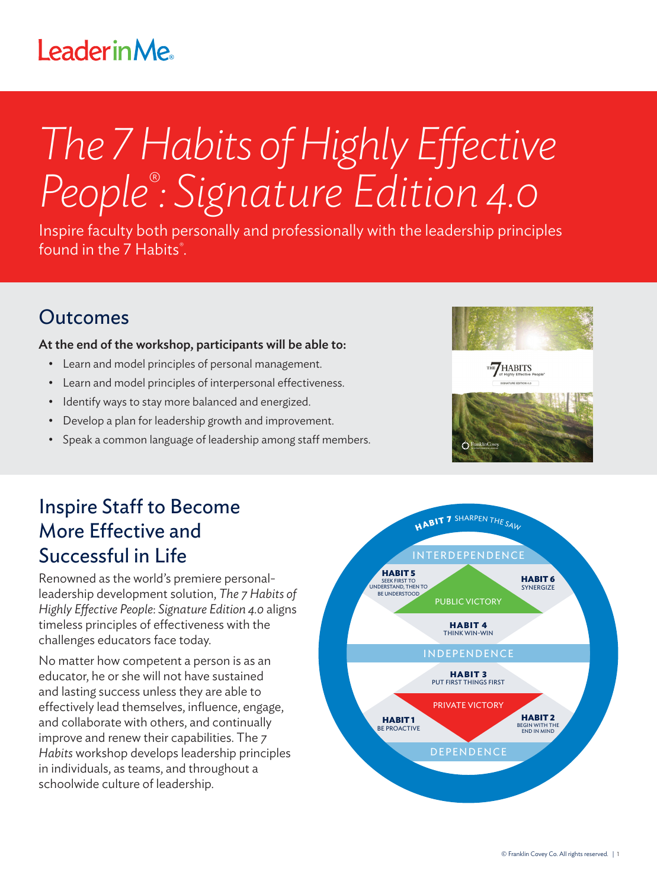LeaderinMe®

# *The 7 Habits of Highly Effective People®: Signature Edition 4.0*

Inspire faculty both personally and professionally with the leadership principles found in the 7 Habits®.

## Outcomes

**At the end of the workshop, participants will be able to:**

- Learn and model principles of personal management.
- Learn and model principles of interpersonal effectiveness.
- Identify ways to stay more balanced and energized.
- Develop a plan for leadership growth and improvement.
- Speak a common language of leadership among staff members.

## Inspire Staff to Become More Effective and Successful in Life

Renowned as the world's premiere personal-leadership development solution, *The 7 Habits of Highly Effective People: Signature Edition 4.0* aligns timeless principles of effectiveness with the challenges educators face today.

No matter how competent a person is as an educator, he or she will not have sustained and lasting success unless they are able to effectively lead themselves, influence, engage, and collaborate with others, and continually improve and renew their capabilities. The *7 Habits* workshop develops leadership principles in individuals, as teams, and throughout a schoolwide culture of leadership.

**HABIT 7** SHARPEN THE SAW

INTERDEPENDENCE

**HABIT 5** SEEK FIRST TO UNDERSTAND, THEN TO BE UNDERSTOOD

**HABIT 6** SYNERGIZE

PUBLIC VICTORY

**HABIT 4** THINK WIN-WIN

INDEPENDENCE

**HABIT 3** PUT FIRST THINGS FIRST

PRIVATE VICTORY

**HABIT 1** BE PROACTIVE

**HABIT 2** BEGIN WITH THE END IN MIND

DEPENDENCE

© Franklin Covey Co. All rights reserved.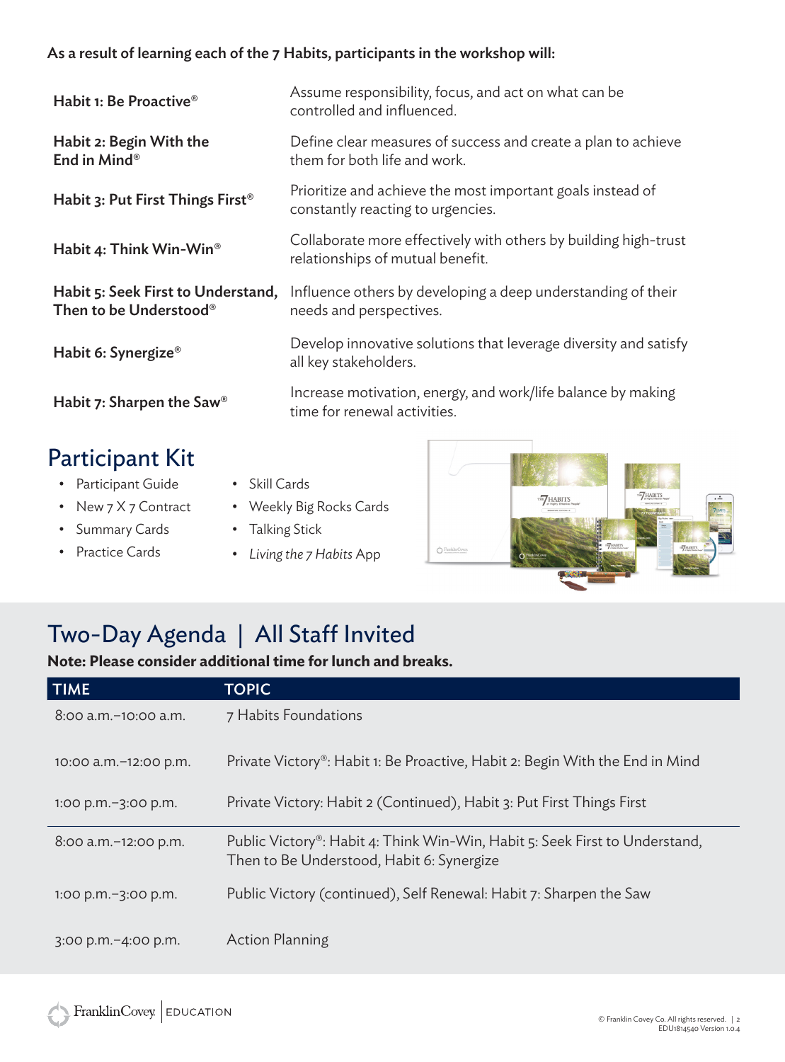**As a result of learning each of the 7 Habits, participants in the workshop will:**

| | |
|---|---|
| **Habit 1: Be Proactive®** | Assume responsibility, focus, and act on what can be controlled and influenced. |
| **Habit 2: Begin With the End in Mind®** | Define clear measures of success and create a plan to achieve them for both life and work. |
| **Habit 3: Put First Things First®** | Prioritize and achieve the most important goals instead of constantly reacting to urgencies. |
| **Habit 4: Think Win-Win®** | Collaborate more effectively with others by building high-trust relationships of mutual benefit. |
| **Habit 5: Seek First to Understand, Then to be Understood®** | Influence others by developing a deep understanding of their needs and perspectives. |
| **Habit 6: Synergize®** | Develop innovative solutions that leverage diversity and satisfy all key stakeholders. |
| **Habit 7: Sharpen the Saw®** | Increase motivation, energy, and work/life balance by making time for renewal activities. |

## Participant Kit

- Participant Guide
- New 7 X 7 Contract
- Summary Cards
- Practice Cards
- Skill Cards
- Weekly Big Rocks Cards
- Talking Stick
- *Living the 7 Habits* App

## Two-Day Agenda | All Staff Invited

**Note: Please consider additional time for lunch and breaks.**

| TIME | TOPIC |
|---|---|
| 8:00 a.m.–10:00 a.m. | 7 Habits Foundations |
| 10:00 a.m.–12:00 p.m. | Private Victory®: Habit 1: Be Proactive, Habit 2: Begin With the End in Mind |
| 1:00 p.m.–3:00 p.m. | Private Victory: Habit 2 (Continued), Habit 3: Put First Things First |
| 8:00 a.m.–12:00 p.m. | Public Victory®: Habit 4: Think Win-Win, Habit 5: Seek First to Understand, Then to Be Understood, Habit 6: Synergize |
| 1:00 p.m.–3:00 p.m. | Public Victory (continued), Self Renewal: Habit 7: Sharpen the Saw |
| 3:00 p.m.–4:00 p.m. | Action Planning |

FranklinCovey | EDUCATION

© Franklin Covey Co. All rights reserved.
EDU1814540 Version 1.0.4